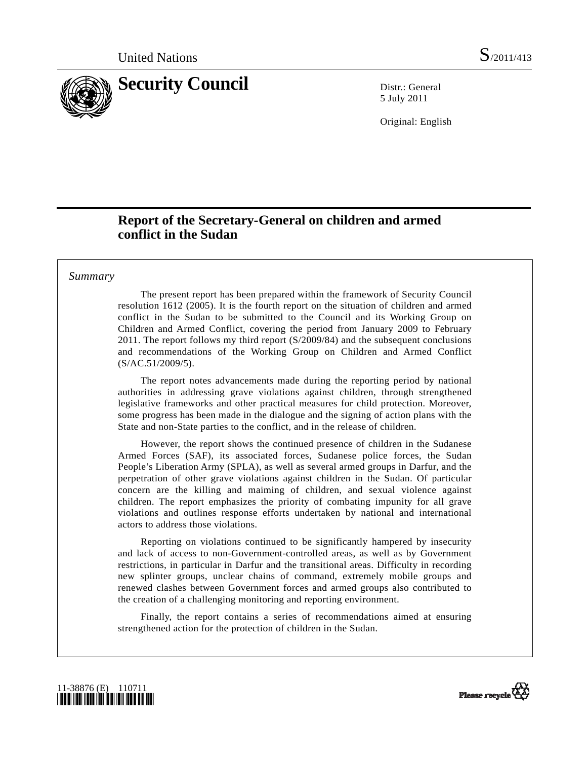United Nations S/2011/413

# Security Council

Distr.: General
5 July 2011

Original: English

## Report of the Secretary-General on children and armed conflict in the Sudan

*Summary*

The present report has been prepared within the framework of Security Council resolution 1612 (2005). It is the fourth report on the situation of children and armed conflict in the Sudan to be submitted to the Council and its Working Group on Children and Armed Conflict, covering the period from January 2009 to February 2011. The report follows my third report (S/2009/84) and the subsequent conclusions and recommendations of the Working Group on Children and Armed Conflict (S/AC.51/2009/5).

The report notes advancements made during the reporting period by national authorities in addressing grave violations against children, through strengthened legislative frameworks and other practical measures for child protection. Moreover, some progress has been made in the dialogue and the signing of action plans with the State and non-State parties to the conflict, and in the release of children.

However, the report shows the continued presence of children in the Sudanese Armed Forces (SAF), its associated forces, Sudanese police forces, the Sudan People's Liberation Army (SPLA), as well as several armed groups in Darfur, and the perpetration of other grave violations against children in the Sudan. Of particular concern are the killing and maiming of children, and sexual violence against children. The report emphasizes the priority of combating impunity for all grave violations and outlines response efforts undertaken by national and international actors to address those violations.

Reporting on violations continued to be significantly hampered by insecurity and lack of access to non-Government-controlled areas, as well as by Government restrictions, in particular in Darfur and the transitional areas. Difficulty in recording new splinter groups, unclear chains of command, extremely mobile groups and renewed clashes between Government forces and armed groups also contributed to the creation of a challenging monitoring and reporting environment.

Finally, the report contains a series of recommendations aimed at ensuring strengthened action for the protection of children in the Sudan.

11-38876 (E) 110711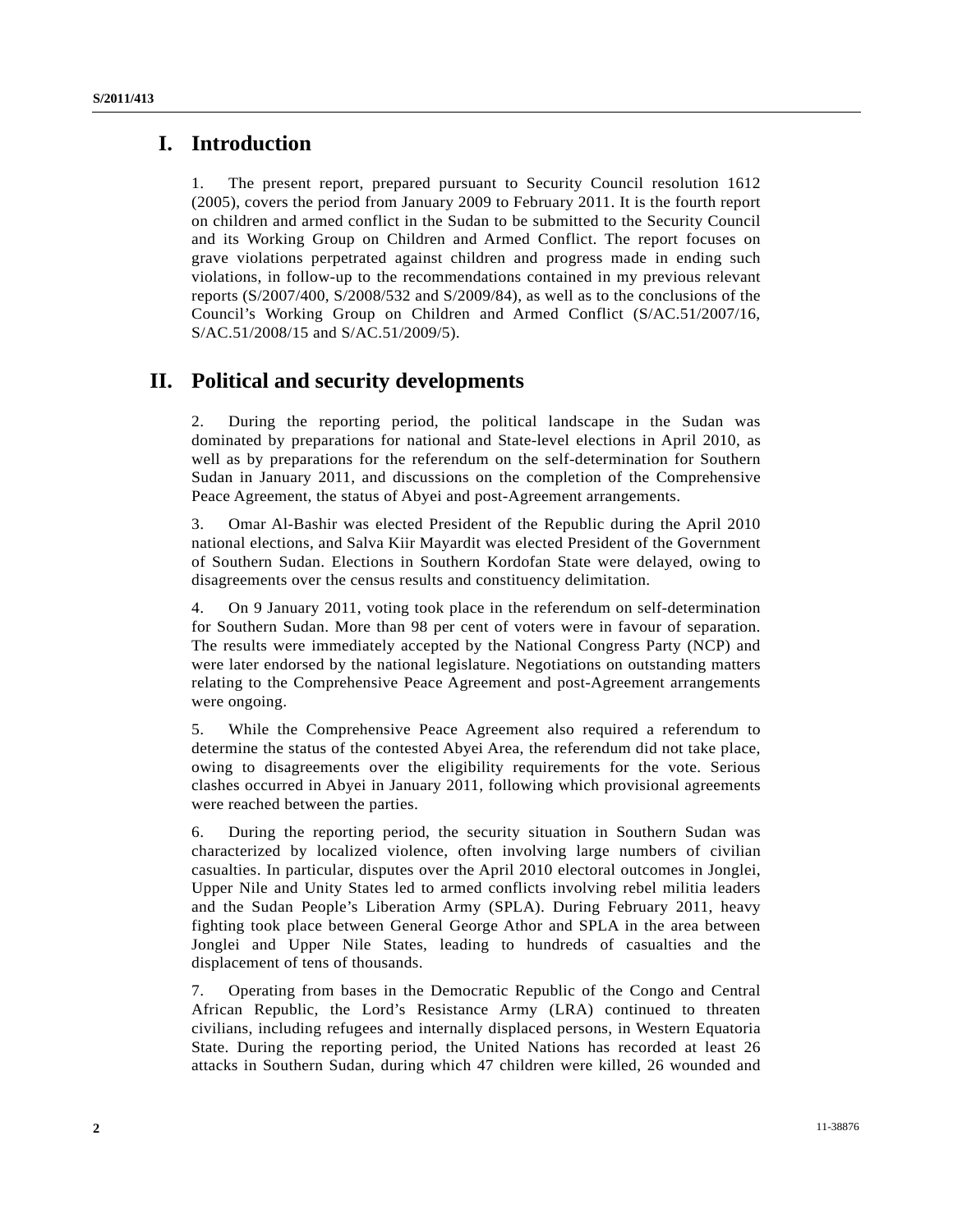# I. Introduction

1. The present report, prepared pursuant to Security Council resolution 1612 (2005), covers the period from January 2009 to February 2011. It is the fourth report on children and armed conflict in the Sudan to be submitted to the Security Council and its Working Group on Children and Armed Conflict. The report focuses on grave violations perpetrated against children and progress made in ending such violations, in follow-up to the recommendations contained in my previous relevant reports (S/2007/400, S/2008/532 and S/2009/84), as well as to the conclusions of the Council's Working Group on Children and Armed Conflict (S/AC.51/2007/16, S/AC.51/2008/15 and S/AC.51/2009/5).

# II. Political and security developments

2. During the reporting period, the political landscape in the Sudan was dominated by preparations for national and State-level elections in April 2010, as well as by preparations for the referendum on the self-determination for Southern Sudan in January 2011, and discussions on the completion of the Comprehensive Peace Agreement, the status of Abyei and post-Agreement arrangements.

3. Omar Al-Bashir was elected President of the Republic during the April 2010 national elections, and Salva Kiir Mayardit was elected President of the Government of Southern Sudan. Elections in Southern Kordofan State were delayed, owing to disagreements over the census results and constituency delimitation.

4. On 9 January 2011, voting took place in the referendum on self-determination for Southern Sudan. More than 98 per cent of voters were in favour of separation. The results were immediately accepted by the National Congress Party (NCP) and were later endorsed by the national legislature. Negotiations on outstanding matters relating to the Comprehensive Peace Agreement and post-Agreement arrangements were ongoing.

5. While the Comprehensive Peace Agreement also required a referendum to determine the status of the contested Abyei Area, the referendum did not take place, owing to disagreements over the eligibility requirements for the vote. Serious clashes occurred in Abyei in January 2011, following which provisional agreements were reached between the parties.

6. During the reporting period, the security situation in Southern Sudan was characterized by localized violence, often involving large numbers of civilian casualties. In particular, disputes over the April 2010 electoral outcomes in Jonglei, Upper Nile and Unity States led to armed conflicts involving rebel militia leaders and the Sudan People's Liberation Army (SPLA). During February 2011, heavy fighting took place between General George Athor and SPLA in the area between Jonglei and Upper Nile States, leading to hundreds of casualties and the displacement of tens of thousands.

7. Operating from bases in the Democratic Republic of the Congo and Central African Republic, the Lord's Resistance Army (LRA) continued to threaten civilians, including refugees and internally displaced persons, in Western Equatoria State. During the reporting period, the United Nations has recorded at least 26 attacks in Southern Sudan, during which 47 children were killed, 26 wounded and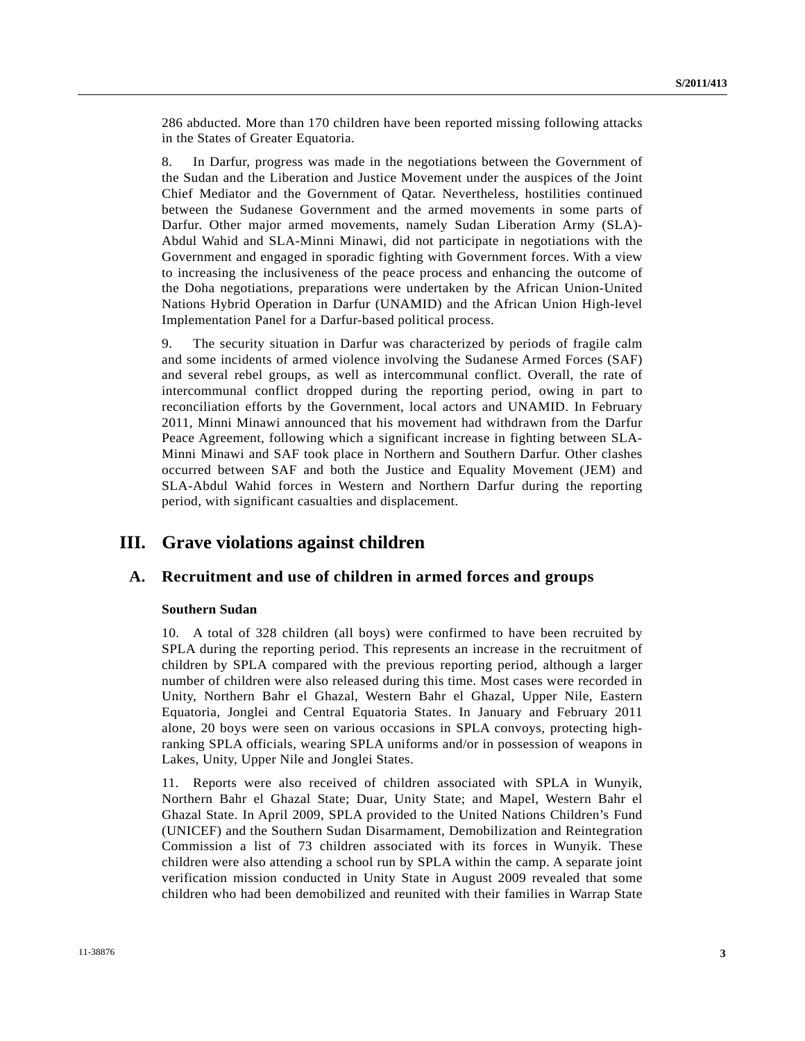286 abducted. More than 170 children have been reported missing following attacks in the States of Greater Equatoria.

8. In Darfur, progress was made in the negotiations between the Government of the Sudan and the Liberation and Justice Movement under the auspices of the Joint Chief Mediator and the Government of Qatar. Nevertheless, hostilities continued between the Sudanese Government and the armed movements in some parts of Darfur. Other major armed movements, namely Sudan Liberation Army (SLA)-Abdul Wahid and SLA-Minni Minawi, did not participate in negotiations with the Government and engaged in sporadic fighting with Government forces. With a view to increasing the inclusiveness of the peace process and enhancing the outcome of the Doha negotiations, preparations were undertaken by the African Union-United Nations Hybrid Operation in Darfur (UNAMID) and the African Union High-level Implementation Panel for a Darfur-based political process.

9. The security situation in Darfur was characterized by periods of fragile calm and some incidents of armed violence involving the Sudanese Armed Forces (SAF) and several rebel groups, as well as intercommunal conflict. Overall, the rate of intercommunal conflict dropped during the reporting period, owing in part to reconciliation efforts by the Government, local actors and UNAMID. In February 2011, Minni Minawi announced that his movement had withdrawn from the Darfur Peace Agreement, following which a significant increase in fighting between SLA-Minni Minawi and SAF took place in Northern and Southern Darfur. Other clashes occurred between SAF and both the Justice and Equality Movement (JEM) and SLA-Abdul Wahid forces in Western and Northern Darfur during the reporting period, with significant casualties and displacement.

# III. Grave violations against children

## A. Recruitment and use of children in armed forces and groups

**Southern Sudan**

10. A total of 328 children (all boys) were confirmed to have been recruited by SPLA during the reporting period. This represents an increase in the recruitment of children by SPLA compared with the previous reporting period, although a larger number of children were also released during this time. Most cases were recorded in Unity, Northern Bahr el Ghazal, Western Bahr el Ghazal, Upper Nile, Eastern Equatoria, Jonglei and Central Equatoria States. In January and February 2011 alone, 20 boys were seen on various occasions in SPLA convoys, protecting high-ranking SPLA officials, wearing SPLA uniforms and/or in possession of weapons in Lakes, Unity, Upper Nile and Jonglei States.

11. Reports were also received of children associated with SPLA in Wunyik, Northern Bahr el Ghazal State; Duar, Unity State; and Mapel, Western Bahr el Ghazal State. In April 2009, SPLA provided to the United Nations Children's Fund (UNICEF) and the Southern Sudan Disarmament, Demobilization and Reintegration Commission a list of 73 children associated with its forces in Wunyik. These children were also attending a school run by SPLA within the camp. A separate joint verification mission conducted in Unity State in August 2009 revealed that some children who had been demobilized and reunited with their families in Warrap State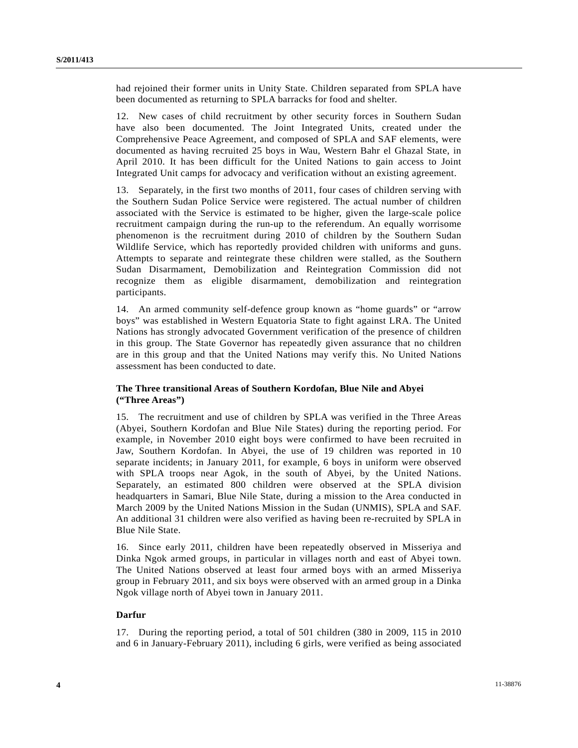had rejoined their former units in Unity State. Children separated from SPLA have been documented as returning to SPLA barracks for food and shelter.

12. New cases of child recruitment by other security forces in Southern Sudan have also been documented. The Joint Integrated Units, created under the Comprehensive Peace Agreement, and composed of SPLA and SAF elements, were documented as having recruited 25 boys in Wau, Western Bahr el Ghazal State, in April 2010. It has been difficult for the United Nations to gain access to Joint Integrated Unit camps for advocacy and verification without an existing agreement.

13. Separately, in the first two months of 2011, four cases of children serving with the Southern Sudan Police Service were registered. The actual number of children associated with the Service is estimated to be higher, given the large-scale police recruitment campaign during the run-up to the referendum. An equally worrisome phenomenon is the recruitment during 2010 of children by the Southern Sudan Wildlife Service, which has reportedly provided children with uniforms and guns. Attempts to separate and reintegrate these children were stalled, as the Southern Sudan Disarmament, Demobilization and Reintegration Commission did not recognize them as eligible disarmament, demobilization and reintegration participants.

14. An armed community self-defence group known as "home guards" or "arrow boys" was established in Western Equatoria State to fight against LRA. The United Nations has strongly advocated Government verification of the presence of children in this group. The State Governor has repeatedly given assurance that no children are in this group and that the United Nations may verify this. No United Nations assessment has been conducted to date.

### The Three transitional Areas of Southern Kordofan, Blue Nile and Abyei ("Three Areas")

15. The recruitment and use of children by SPLA was verified in the Three Areas (Abyei, Southern Kordofan and Blue Nile States) during the reporting period. For example, in November 2010 eight boys were confirmed to have been recruited in Jaw, Southern Kordofan. In Abyei, the use of 19 children was reported in 10 separate incidents; in January 2011, for example, 6 boys in uniform were observed with SPLA troops near Agok, in the south of Abyei, by the United Nations. Separately, an estimated 800 children were observed at the SPLA division headquarters in Samari, Blue Nile State, during a mission to the Area conducted in March 2009 by the United Nations Mission in the Sudan (UNMIS), SPLA and SAF. An additional 31 children were also verified as having been re-recruited by SPLA in Blue Nile State.

16. Since early 2011, children have been repeatedly observed in Misseriya and Dinka Ngok armed groups, in particular in villages north and east of Abyei town. The United Nations observed at least four armed boys with an armed Misseriya group in February 2011, and six boys were observed with an armed group in a Dinka Ngok village north of Abyei town in January 2011.

### Darfur

17. During the reporting period, a total of 501 children (380 in 2009, 115 in 2010 and 6 in January-February 2011), including 6 girls, were verified as being associated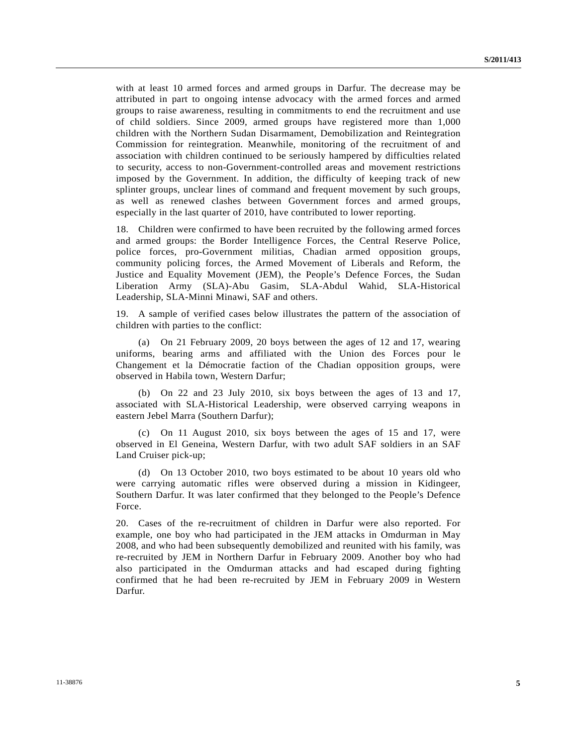with at least 10 armed forces and armed groups in Darfur. The decrease may be attributed in part to ongoing intense advocacy with the armed forces and armed groups to raise awareness, resulting in commitments to end the recruitment and use of child soldiers. Since 2009, armed groups have registered more than 1,000 children with the Northern Sudan Disarmament, Demobilization and Reintegration Commission for reintegration. Meanwhile, monitoring of the recruitment of and association with children continued to be seriously hampered by difficulties related to security, access to non-Government-controlled areas and movement restrictions imposed by the Government. In addition, the difficulty of keeping track of new splinter groups, unclear lines of command and frequent movement by such groups, as well as renewed clashes between Government forces and armed groups, especially in the last quarter of 2010, have contributed to lower reporting.

18. Children were confirmed to have been recruited by the following armed forces and armed groups: the Border Intelligence Forces, the Central Reserve Police, police forces, pro-Government militias, Chadian armed opposition groups, community policing forces, the Armed Movement of Liberals and Reform, the Justice and Equality Movement (JEM), the People's Defence Forces, the Sudan Liberation Army (SLA)-Abu Gasim, SLA-Abdul Wahid, SLA-Historical Leadership, SLA-Minni Minawi, SAF and others.

19. A sample of verified cases below illustrates the pattern of the association of children with parties to the conflict:

(a) On 21 February 2009, 20 boys between the ages of 12 and 17, wearing uniforms, bearing arms and affiliated with the Union des Forces pour le Changement et la Démocratie faction of the Chadian opposition groups, were observed in Habila town, Western Darfur;

(b) On 22 and 23 July 2010, six boys between the ages of 13 and 17, associated with SLA-Historical Leadership, were observed carrying weapons in eastern Jebel Marra (Southern Darfur);

(c) On 11 August 2010, six boys between the ages of 15 and 17, were observed in El Geneina, Western Darfur, with two adult SAF soldiers in an SAF Land Cruiser pick-up;

(d) On 13 October 2010, two boys estimated to be about 10 years old who were carrying automatic rifles were observed during a mission in Kidingeer, Southern Darfur. It was later confirmed that they belonged to the People's Defence Force.

20. Cases of the re-recruitment of children in Darfur were also reported. For example, one boy who had participated in the JEM attacks in Omdurman in May 2008, and who had been subsequently demobilized and reunited with his family, was re-recruited by JEM in Northern Darfur in February 2009. Another boy who had also participated in the Omdurman attacks and had escaped during fighting confirmed that he had been re-recruited by JEM in February 2009 in Western Darfur.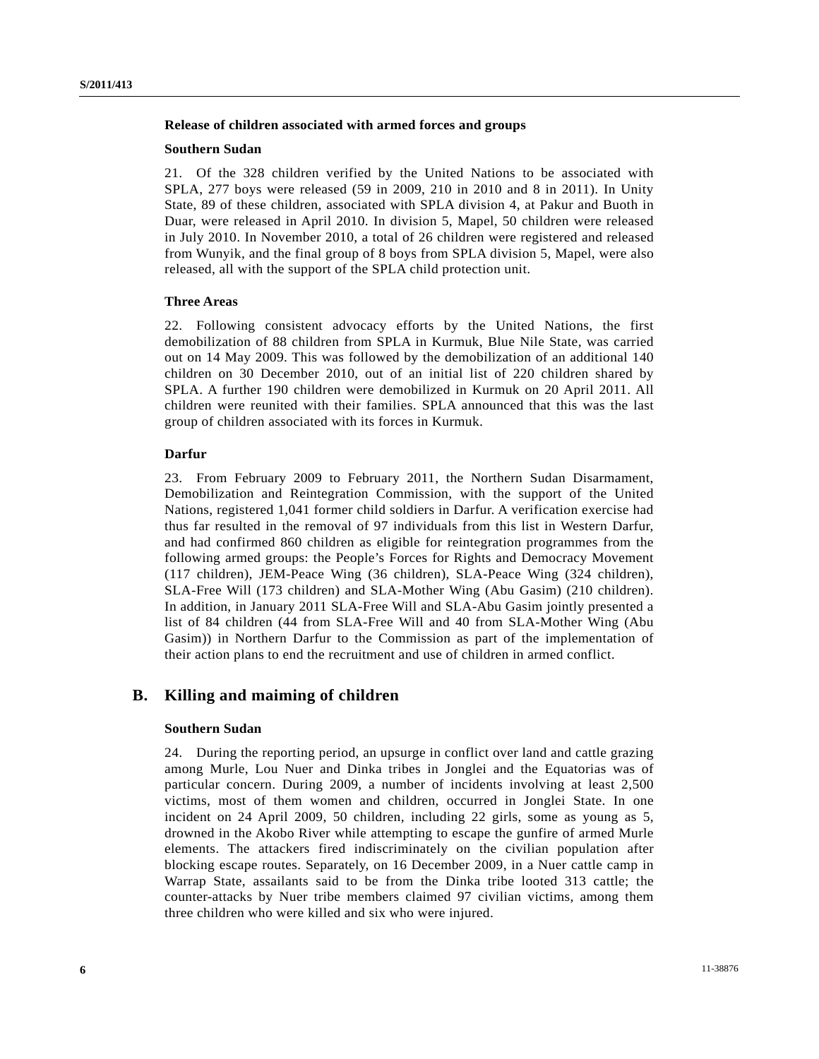**Release of children associated with armed forces and groups**

**Southern Sudan**

21. Of the 328 children verified by the United Nations to be associated with SPLA, 277 boys were released (59 in 2009, 210 in 2010 and 8 in 2011). In Unity State, 89 of these children, associated with SPLA division 4, at Pakur and Buoth in Duar, were released in April 2010. In division 5, Mapel, 50 children were released in July 2010. In November 2010, a total of 26 children were registered and released from Wunyik, and the final group of 8 boys from SPLA division 5, Mapel, were also released, all with the support of the SPLA child protection unit.

**Three Areas**

22. Following consistent advocacy efforts by the United Nations, the first demobilization of 88 children from SPLA in Kurmuk, Blue Nile State, was carried out on 14 May 2009. This was followed by the demobilization of an additional 140 children on 30 December 2010, out of an initial list of 220 children shared by SPLA. A further 190 children were demobilized in Kurmuk on 20 April 2011. All children were reunited with their families. SPLA announced that this was the last group of children associated with its forces in Kurmuk.

**Darfur**

23. From February 2009 to February 2011, the Northern Sudan Disarmament, Demobilization and Reintegration Commission, with the support of the United Nations, registered 1,041 former child soldiers in Darfur. A verification exercise had thus far resulted in the removal of 97 individuals from this list in Western Darfur, and had confirmed 860 children as eligible for reintegration programmes from the following armed groups: the People's Forces for Rights and Democracy Movement (117 children), JEM-Peace Wing (36 children), SLA-Peace Wing (324 children), SLA-Free Will (173 children) and SLA-Mother Wing (Abu Gasim) (210 children). In addition, in January 2011 SLA-Free Will and SLA-Abu Gasim jointly presented a list of 84 children (44 from SLA-Free Will and 40 from SLA-Mother Wing (Abu Gasim)) in Northern Darfur to the Commission as part of the implementation of their action plans to end the recruitment and use of children in armed conflict.

## B. Killing and maiming of children

**Southern Sudan**

24. During the reporting period, an upsurge in conflict over land and cattle grazing among Murle, Lou Nuer and Dinka tribes in Jonglei and the Equatorias was of particular concern. During 2009, a number of incidents involving at least 2,500 victims, most of them women and children, occurred in Jonglei State. In one incident on 24 April 2009, 50 children, including 22 girls, some as young as 5, drowned in the Akobo River while attempting to escape the gunfire of armed Murle elements. The attackers fired indiscriminately on the civilian population after blocking escape routes. Separately, on 16 December 2009, in a Nuer cattle camp in Warrap State, assailants said to be from the Dinka tribe looted 313 cattle; the counter-attacks by Nuer tribe members claimed 97 civilian victims, among them three children who were killed and six who were injured.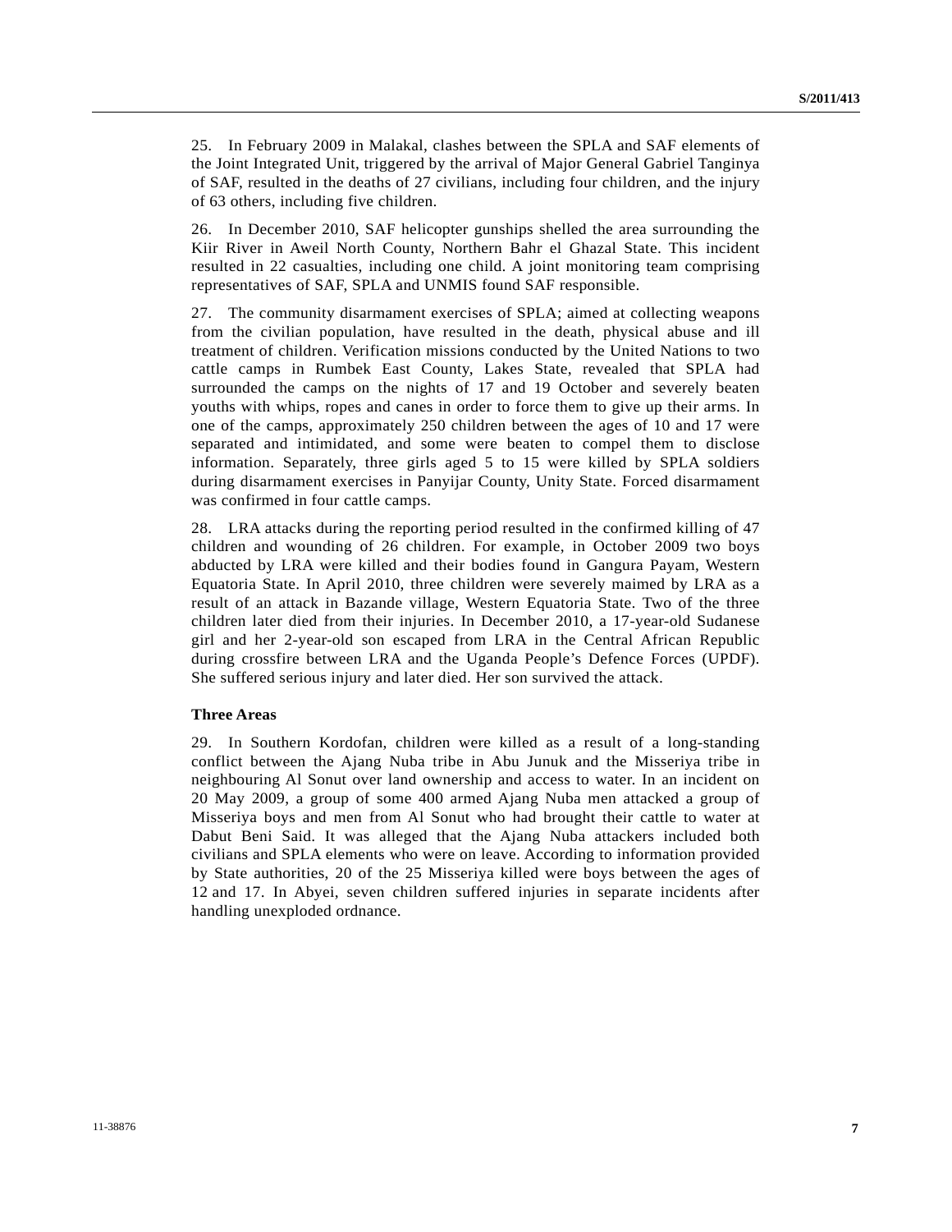25. In February 2009 in Malakal, clashes between the SPLA and SAF elements of the Joint Integrated Unit, triggered by the arrival of Major General Gabriel Tanginya of SAF, resulted in the deaths of 27 civilians, including four children, and the injury of 63 others, including five children.

26. In December 2010, SAF helicopter gunships shelled the area surrounding the Kiir River in Aweil North County, Northern Bahr el Ghazal State. This incident resulted in 22 casualties, including one child. A joint monitoring team comprising representatives of SAF, SPLA and UNMIS found SAF responsible.

27. The community disarmament exercises of SPLA; aimed at collecting weapons from the civilian population, have resulted in the death, physical abuse and ill treatment of children. Verification missions conducted by the United Nations to two cattle camps in Rumbek East County, Lakes State, revealed that SPLA had surrounded the camps on the nights of 17 and 19 October and severely beaten youths with whips, ropes and canes in order to force them to give up their arms. In one of the camps, approximately 250 children between the ages of 10 and 17 were separated and intimidated, and some were beaten to compel them to disclose information. Separately, three girls aged 5 to 15 were killed by SPLA soldiers during disarmament exercises in Panyijar County, Unity State. Forced disarmament was confirmed in four cattle camps.

28. LRA attacks during the reporting period resulted in the confirmed killing of 47 children and wounding of 26 children. For example, in October 2009 two boys abducted by LRA were killed and their bodies found in Gangura Payam, Western Equatoria State. In April 2010, three children were severely maimed by LRA as a result of an attack in Bazande village, Western Equatoria State. Two of the three children later died from their injuries. In December 2010, a 17-year-old Sudanese girl and her 2-year-old son escaped from LRA in the Central African Republic during crossfire between LRA and the Uganda People's Defence Forces (UPDF). She suffered serious injury and later died. Her son survived the attack.

**Three Areas**

29. In Southern Kordofan, children were killed as a result of a long-standing conflict between the Ajang Nuba tribe in Abu Junuk and the Misseriya tribe in neighbouring Al Sonut over land ownership and access to water. In an incident on 20 May 2009, a group of some 400 armed Ajang Nuba men attacked a group of Misseriya boys and men from Al Sonut who had brought their cattle to water at Dabut Beni Said. It was alleged that the Ajang Nuba attackers included both civilians and SPLA elements who were on leave. According to information provided by State authorities, 20 of the 25 Misseriya killed were boys between the ages of 12 and 17. In Abyei, seven children suffered injuries in separate incidents after handling unexploded ordnance.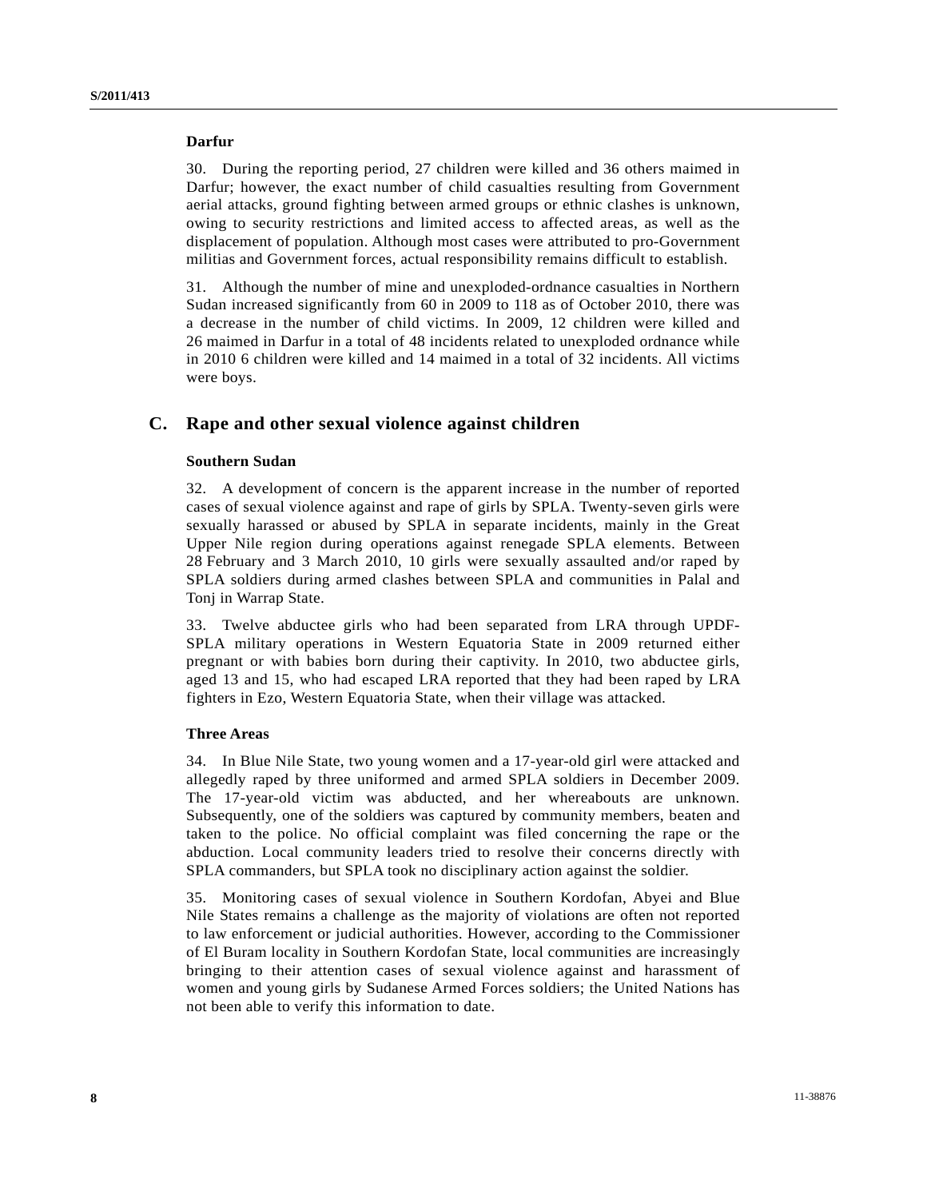#### Darfur

30. During the reporting period, 27 children were killed and 36 others maimed in Darfur; however, the exact number of child casualties resulting from Government aerial attacks, ground fighting between armed groups or ethnic clashes is unknown, owing to security restrictions and limited access to affected areas, as well as the displacement of population. Although most cases were attributed to pro-Government militias and Government forces, actual responsibility remains difficult to establish.

31. Although the number of mine and unexploded-ordnance casualties in Northern Sudan increased significantly from 60 in 2009 to 118 as of October 2010, there was a decrease in the number of child victims. In 2009, 12 children were killed and 26 maimed in Darfur in a total of 48 incidents related to unexploded ordnance while in 2010 6 children were killed and 14 maimed in a total of 32 incidents. All victims were boys.

### C. Rape and other sexual violence against children

#### Southern Sudan

32. A development of concern is the apparent increase in the number of reported cases of sexual violence against and rape of girls by SPLA. Twenty-seven girls were sexually harassed or abused by SPLA in separate incidents, mainly in the Great Upper Nile region during operations against renegade SPLA elements. Between 28 February and 3 March 2010, 10 girls were sexually assaulted and/or raped by SPLA soldiers during armed clashes between SPLA and communities in Palal and Tonj in Warrap State.

33. Twelve abductee girls who had been separated from LRA through UPDF-SPLA military operations in Western Equatoria State in 2009 returned either pregnant or with babies born during their captivity. In 2010, two abductee girls, aged 13 and 15, who had escaped LRA reported that they had been raped by LRA fighters in Ezo, Western Equatoria State, when their village was attacked.

#### Three Areas

34. In Blue Nile State, two young women and a 17-year-old girl were attacked and allegedly raped by three uniformed and armed SPLA soldiers in December 2009. The 17-year-old victim was abducted, and her whereabouts are unknown. Subsequently, one of the soldiers was captured by community members, beaten and taken to the police. No official complaint was filed concerning the rape or the abduction. Local community leaders tried to resolve their concerns directly with SPLA commanders, but SPLA took no disciplinary action against the soldier.

35. Monitoring cases of sexual violence in Southern Kordofan, Abyei and Blue Nile States remains a challenge as the majority of violations are often not reported to law enforcement or judicial authorities. However, according to the Commissioner of El Buram locality in Southern Kordofan State, local communities are increasingly bringing to their attention cases of sexual violence against and harassment of women and young girls by Sudanese Armed Forces soldiers; the United Nations has not been able to verify this information to date.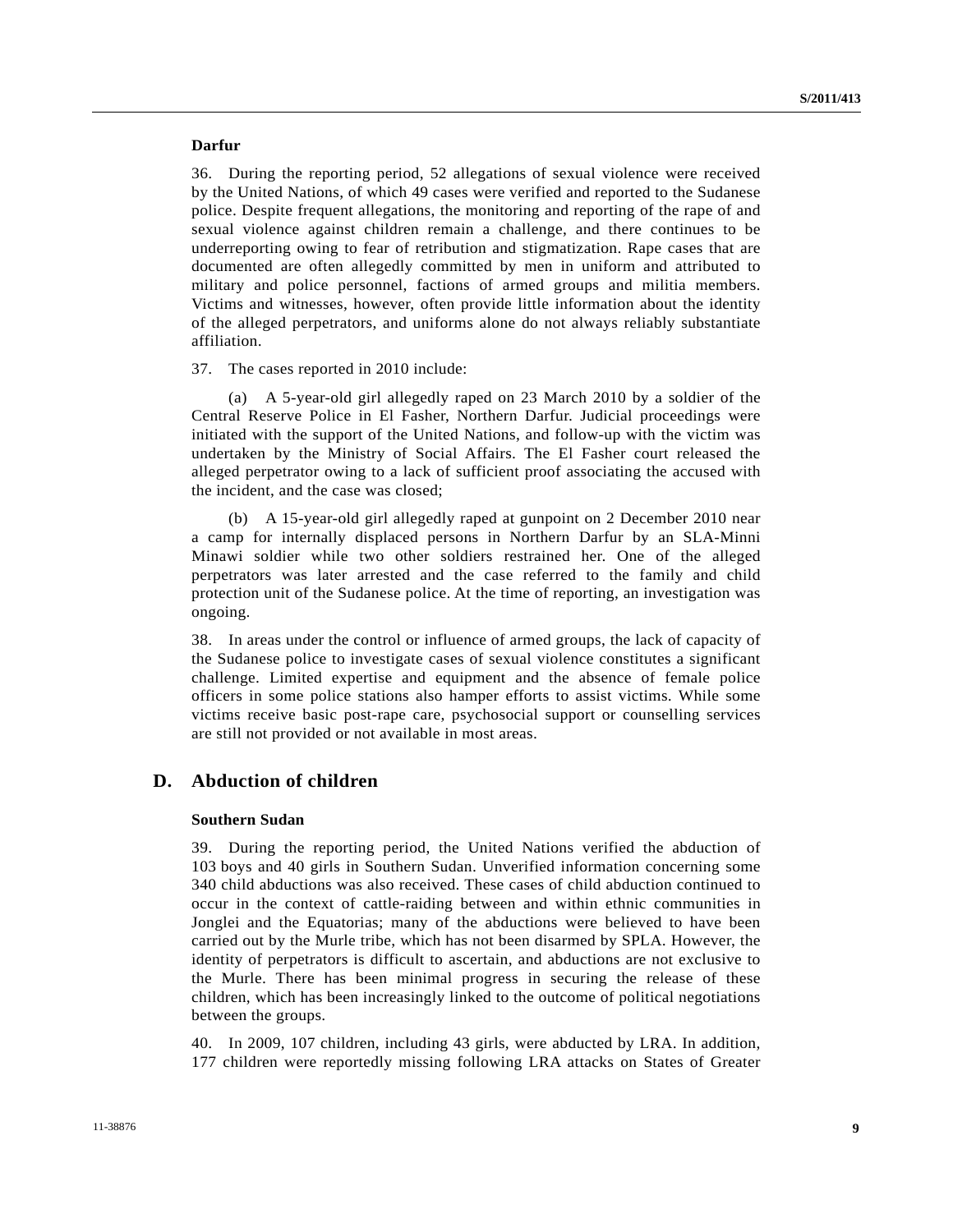**Darfur**

36. During the reporting period, 52 allegations of sexual violence were received by the United Nations, of which 49 cases were verified and reported to the Sudanese police. Despite frequent allegations, the monitoring and reporting of the rape of and sexual violence against children remain a challenge, and there continues to be underreporting owing to fear of retribution and stigmatization. Rape cases that are documented are often allegedly committed by men in uniform and attributed to military and police personnel, factions of armed groups and militia members. Victims and witnesses, however, often provide little information about the identity of the alleged perpetrators, and uniforms alone do not always reliably substantiate affiliation.

37. The cases reported in 2010 include:

(a) A 5-year-old girl allegedly raped on 23 March 2010 by a soldier of the Central Reserve Police in El Fasher, Northern Darfur. Judicial proceedings were initiated with the support of the United Nations, and follow-up with the victim was undertaken by the Ministry of Social Affairs. The El Fasher court released the alleged perpetrator owing to a lack of sufficient proof associating the accused with the incident, and the case was closed;

(b) A 15-year-old girl allegedly raped at gunpoint on 2 December 2010 near a camp for internally displaced persons in Northern Darfur by an SLA-Minni Minawi soldier while two other soldiers restrained her. One of the alleged perpetrators was later arrested and the case referred to the family and child protection unit of the Sudanese police. At the time of reporting, an investigation was ongoing.

38. In areas under the control or influence of armed groups, the lack of capacity of the Sudanese police to investigate cases of sexual violence constitutes a significant challenge. Limited expertise and equipment and the absence of female police officers in some police stations also hamper efforts to assist victims. While some victims receive basic post-rape care, psychosocial support or counselling services are still not provided or not available in most areas.

## D. Abduction of children

**Southern Sudan**

39. During the reporting period, the United Nations verified the abduction of 103 boys and 40 girls in Southern Sudan. Unverified information concerning some 340 child abductions was also received. These cases of child abduction continued to occur in the context of cattle-raiding between and within ethnic communities in Jonglei and the Equatorias; many of the abductions were believed to have been carried out by the Murle tribe, which has not been disarmed by SPLA. However, the identity of perpetrators is difficult to ascertain, and abductions are not exclusive to the Murle. There has been minimal progress in securing the release of these children, which has been increasingly linked to the outcome of political negotiations between the groups.

40. In 2009, 107 children, including 43 girls, were abducted by LRA. In addition, 177 children were reportedly missing following LRA attacks on States of Greater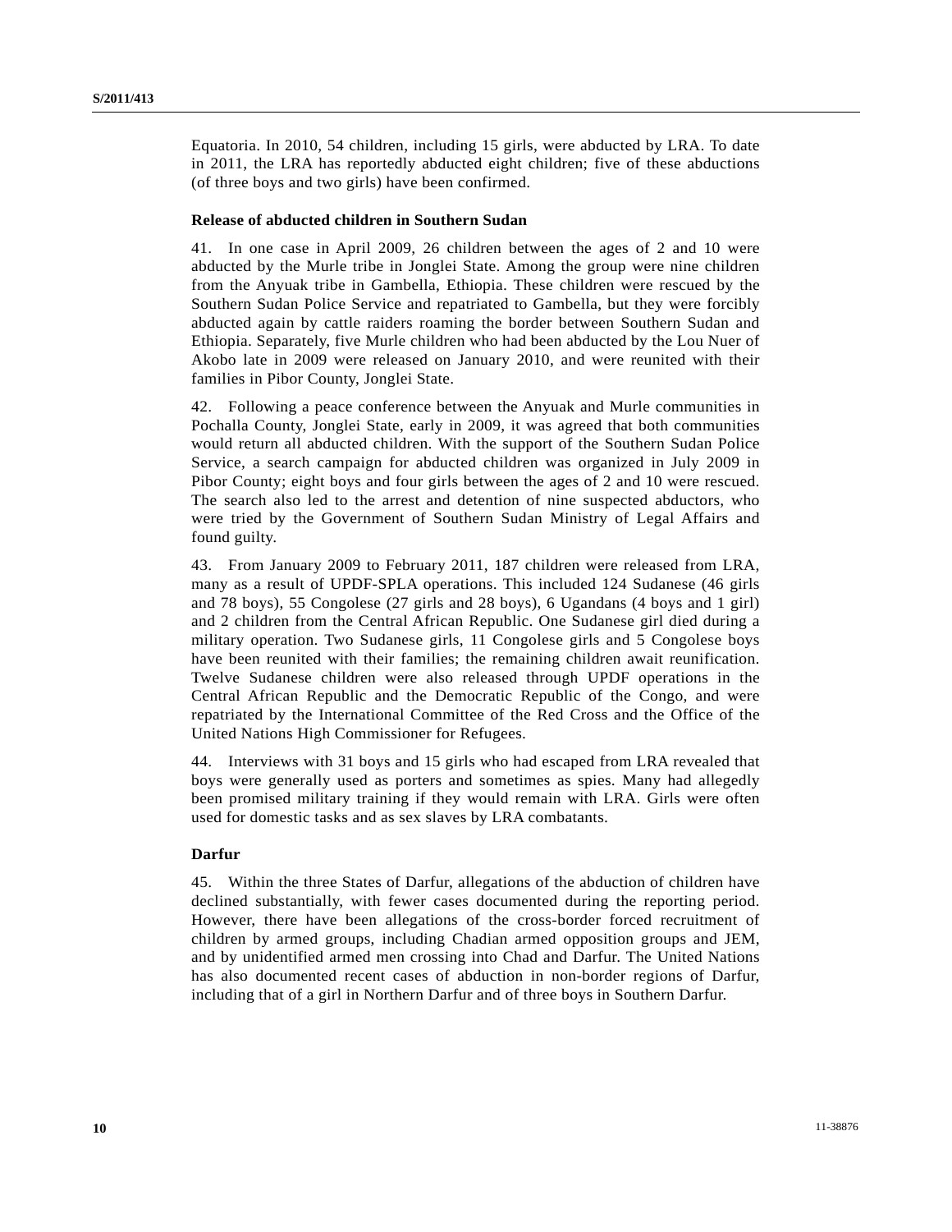Equatoria. In 2010, 54 children, including 15 girls, were abducted by LRA. To date in 2011, the LRA has reportedly abducted eight children; five of these abductions (of three boys and two girls) have been confirmed.

**Release of abducted children in Southern Sudan**

41. In one case in April 2009, 26 children between the ages of 2 and 10 were abducted by the Murle tribe in Jonglei State. Among the group were nine children from the Anyuak tribe in Gambella, Ethiopia. These children were rescued by the Southern Sudan Police Service and repatriated to Gambella, but they were forcibly abducted again by cattle raiders roaming the border between Southern Sudan and Ethiopia. Separately, five Murle children who had been abducted by the Lou Nuer of Akobo late in 2009 were released on January 2010, and were reunited with their families in Pibor County, Jonglei State.

42. Following a peace conference between the Anyuak and Murle communities in Pochalla County, Jonglei State, early in 2009, it was agreed that both communities would return all abducted children. With the support of the Southern Sudan Police Service, a search campaign for abducted children was organized in July 2009 in Pibor County; eight boys and four girls between the ages of 2 and 10 were rescued. The search also led to the arrest and detention of nine suspected abductors, who were tried by the Government of Southern Sudan Ministry of Legal Affairs and found guilty.

43. From January 2009 to February 2011, 187 children were released from LRA, many as a result of UPDF-SPLA operations. This included 124 Sudanese (46 girls and 78 boys), 55 Congolese (27 girls and 28 boys), 6 Ugandans (4 boys and 1 girl) and 2 children from the Central African Republic. One Sudanese girl died during a military operation. Two Sudanese girls, 11 Congolese girls and 5 Congolese boys have been reunited with their families; the remaining children await reunification. Twelve Sudanese children were also released through UPDF operations in the Central African Republic and the Democratic Republic of the Congo, and were repatriated by the International Committee of the Red Cross and the Office of the United Nations High Commissioner for Refugees.

44. Interviews with 31 boys and 15 girls who had escaped from LRA revealed that boys were generally used as porters and sometimes as spies. Many had allegedly been promised military training if they would remain with LRA. Girls were often used for domestic tasks and as sex slaves by LRA combatants.

**Darfur**

45. Within the three States of Darfur, allegations of the abduction of children have declined substantially, with fewer cases documented during the reporting period. However, there have been allegations of the cross-border forced recruitment of children by armed groups, including Chadian armed opposition groups and JEM, and by unidentified armed men crossing into Chad and Darfur. The United Nations has also documented recent cases of abduction in non-border regions of Darfur, including that of a girl in Northern Darfur and of three boys in Southern Darfur.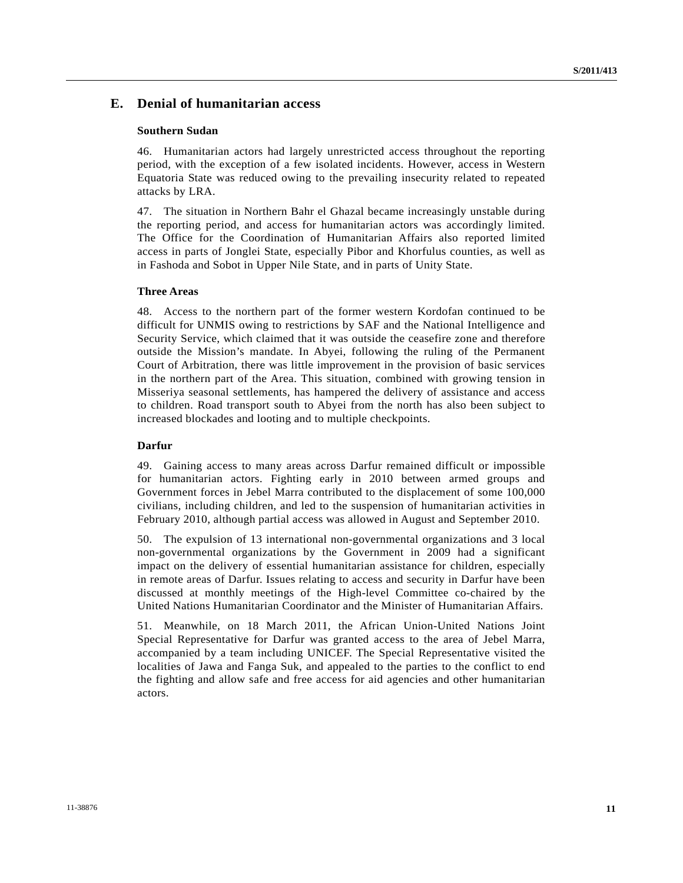## E. Denial of humanitarian access

### Southern Sudan

46. Humanitarian actors had largely unrestricted access throughout the reporting period, with the exception of a few isolated incidents. However, access in Western Equatoria State was reduced owing to the prevailing insecurity related to repeated attacks by LRA.

47. The situation in Northern Bahr el Ghazal became increasingly unstable during the reporting period, and access for humanitarian actors was accordingly limited. The Office for the Coordination of Humanitarian Affairs also reported limited access in parts of Jonglei State, especially Pibor and Khorfulus counties, as well as in Fashoda and Sobot in Upper Nile State, and in parts of Unity State.

### Three Areas

48. Access to the northern part of the former western Kordofan continued to be difficult for UNMIS owing to restrictions by SAF and the National Intelligence and Security Service, which claimed that it was outside the ceasefire zone and therefore outside the Mission's mandate. In Abyei, following the ruling of the Permanent Court of Arbitration, there was little improvement in the provision of basic services in the northern part of the Area. This situation, combined with growing tension in Misseriya seasonal settlements, has hampered the delivery of assistance and access to children. Road transport south to Abyei from the north has also been subject to increased blockades and looting and to multiple checkpoints.

### Darfur

49. Gaining access to many areas across Darfur remained difficult or impossible for humanitarian actors. Fighting early in 2010 between armed groups and Government forces in Jebel Marra contributed to the displacement of some 100,000 civilians, including children, and led to the suspension of humanitarian activities in February 2010, although partial access was allowed in August and September 2010.

50. The expulsion of 13 international non-governmental organizations and 3 local non-governmental organizations by the Government in 2009 had a significant impact on the delivery of essential humanitarian assistance for children, especially in remote areas of Darfur. Issues relating to access and security in Darfur have been discussed at monthly meetings of the High-level Committee co-chaired by the United Nations Humanitarian Coordinator and the Minister of Humanitarian Affairs.

51. Meanwhile, on 18 March 2011, the African Union-United Nations Joint Special Representative for Darfur was granted access to the area of Jebel Marra, accompanied by a team including UNICEF. The Special Representative visited the localities of Jawa and Fanga Suk, and appealed to the parties to the conflict to end the fighting and allow safe and free access for aid agencies and other humanitarian actors.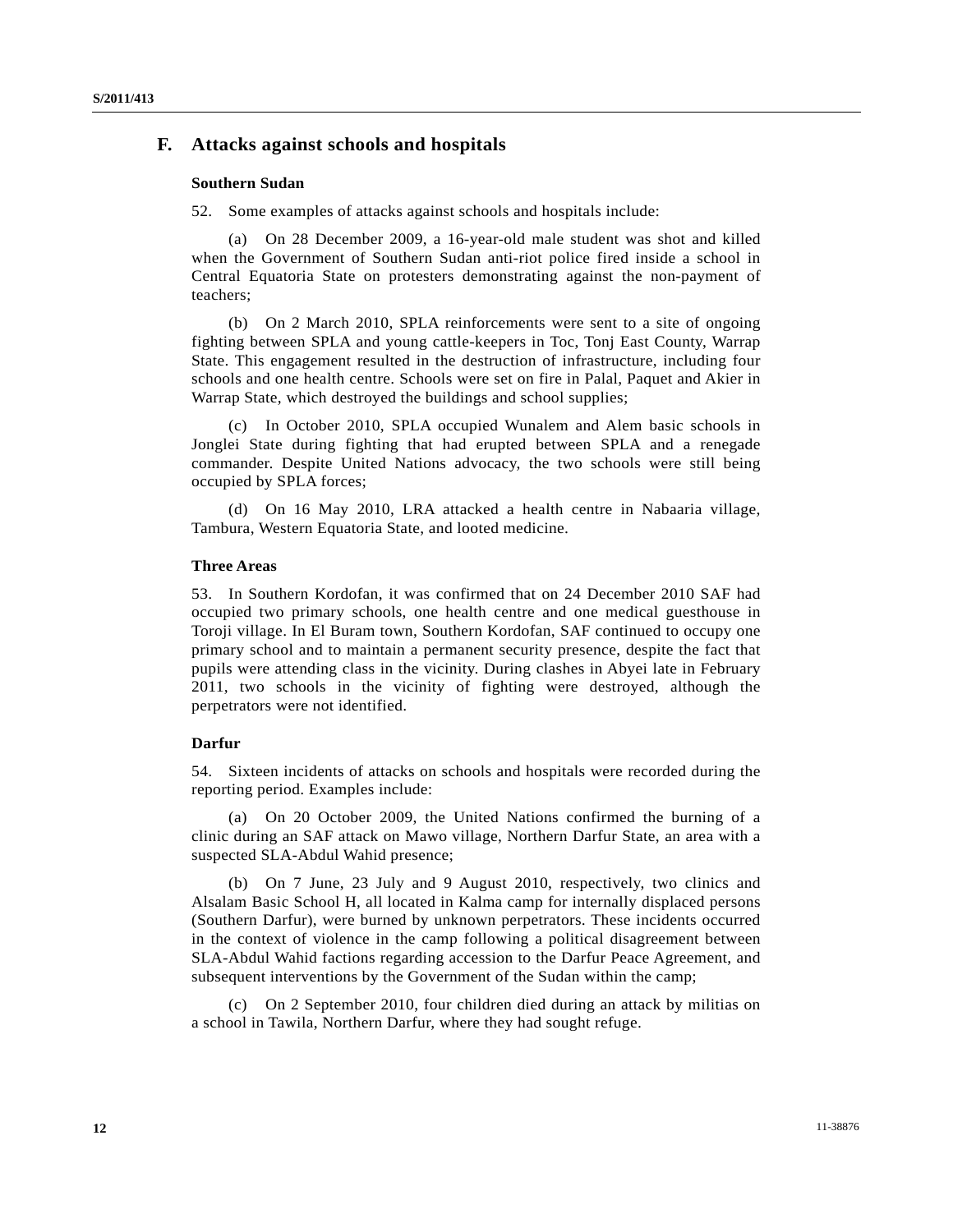## F. Attacks against schools and hospitals

### Southern Sudan

52. Some examples of attacks against schools and hospitals include:

(a) On 28 December 2009, a 16-year-old male student was shot and killed when the Government of Southern Sudan anti-riot police fired inside a school in Central Equatoria State on protesters demonstrating against the non-payment of teachers;

(b) On 2 March 2010, SPLA reinforcements were sent to a site of ongoing fighting between SPLA and young cattle-keepers in Toc, Tonj East County, Warrap State. This engagement resulted in the destruction of infrastructure, including four schools and one health centre. Schools were set on fire in Palal, Paquet and Akier in Warrap State, which destroyed the buildings and school supplies;

(c) In October 2010, SPLA occupied Wunalem and Alem basic schools in Jonglei State during fighting that had erupted between SPLA and a renegade commander. Despite United Nations advocacy, the two schools were still being occupied by SPLA forces;

(d) On 16 May 2010, LRA attacked a health centre in Nabaaria village, Tambura, Western Equatoria State, and looted medicine.

### Three Areas

53. In Southern Kordofan, it was confirmed that on 24 December 2010 SAF had occupied two primary schools, one health centre and one medical guesthouse in Toroji village. In El Buram town, Southern Kordofan, SAF continued to occupy one primary school and to maintain a permanent security presence, despite the fact that pupils were attending class in the vicinity. During clashes in Abyei late in February 2011, two schools in the vicinity of fighting were destroyed, although the perpetrators were not identified.

### Darfur

54. Sixteen incidents of attacks on schools and hospitals were recorded during the reporting period. Examples include:

(a) On 20 October 2009, the United Nations confirmed the burning of a clinic during an SAF attack on Mawo village, Northern Darfur State, an area with a suspected SLA-Abdul Wahid presence;

(b) On 7 June, 23 July and 9 August 2010, respectively, two clinics and Alsalam Basic School H, all located in Kalma camp for internally displaced persons (Southern Darfur), were burned by unknown perpetrators. These incidents occurred in the context of violence in the camp following a political disagreement between SLA-Abdul Wahid factions regarding accession to the Darfur Peace Agreement, and subsequent interventions by the Government of the Sudan within the camp;

(c) On 2 September 2010, four children died during an attack by militias on a school in Tawila, Northern Darfur, where they had sought refuge.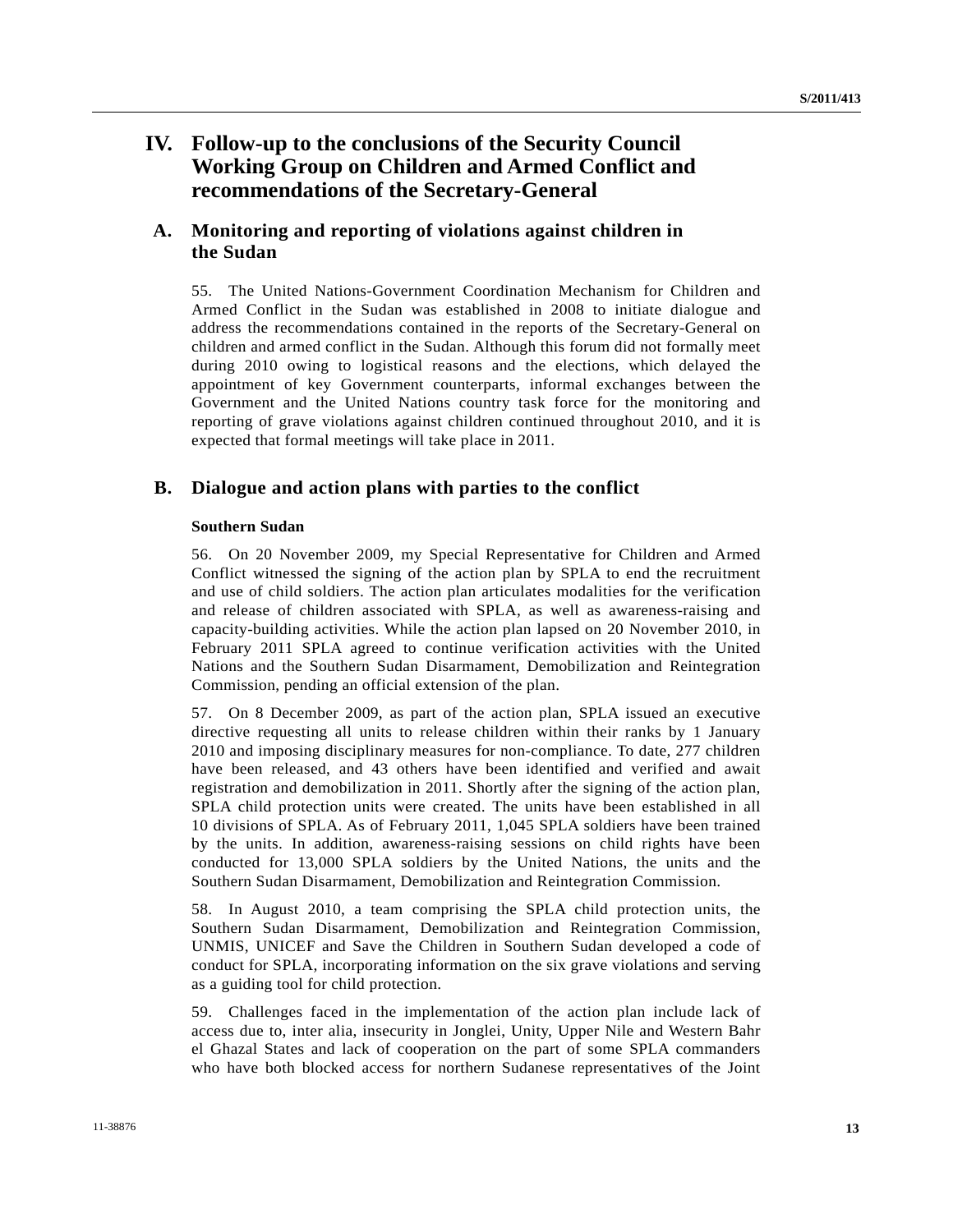# IV. Follow-up to the conclusions of the Security Council Working Group on Children and Armed Conflict and recommendations of the Secretary-General

## A. Monitoring and reporting of violations against children in the Sudan

55. The United Nations-Government Coordination Mechanism for Children and Armed Conflict in the Sudan was established in 2008 to initiate dialogue and address the recommendations contained in the reports of the Secretary-General on children and armed conflict in the Sudan. Although this forum did not formally meet during 2010 owing to logistical reasons and the elections, which delayed the appointment of key Government counterparts, informal exchanges between the Government and the United Nations country task force for the monitoring and reporting of grave violations against children continued throughout 2010, and it is expected that formal meetings will take place in 2011.

## B. Dialogue and action plans with parties to the conflict

### Southern Sudan

56. On 20 November 2009, my Special Representative for Children and Armed Conflict witnessed the signing of the action plan by SPLA to end the recruitment and use of child soldiers. The action plan articulates modalities for the verification and release of children associated with SPLA, as well as awareness-raising and capacity-building activities. While the action plan lapsed on 20 November 2010, in February 2011 SPLA agreed to continue verification activities with the United Nations and the Southern Sudan Disarmament, Demobilization and Reintegration Commission, pending an official extension of the plan.

57. On 8 December 2009, as part of the action plan, SPLA issued an executive directive requesting all units to release children within their ranks by 1 January 2010 and imposing disciplinary measures for non-compliance. To date, 277 children have been released, and 43 others have been identified and verified and await registration and demobilization in 2011. Shortly after the signing of the action plan, SPLA child protection units were created. The units have been established in all 10 divisions of SPLA. As of February 2011, 1,045 SPLA soldiers have been trained by the units. In addition, awareness-raising sessions on child rights have been conducted for 13,000 SPLA soldiers by the United Nations, the units and the Southern Sudan Disarmament, Demobilization and Reintegration Commission.

58. In August 2010, a team comprising the SPLA child protection units, the Southern Sudan Disarmament, Demobilization and Reintegration Commission, UNMIS, UNICEF and Save the Children in Southern Sudan developed a code of conduct for SPLA, incorporating information on the six grave violations and serving as a guiding tool for child protection.

59. Challenges faced in the implementation of the action plan include lack of access due to, inter alia, insecurity in Jonglei, Unity, Upper Nile and Western Bahr el Ghazal States and lack of cooperation on the part of some SPLA commanders who have both blocked access for northern Sudanese representatives of the Joint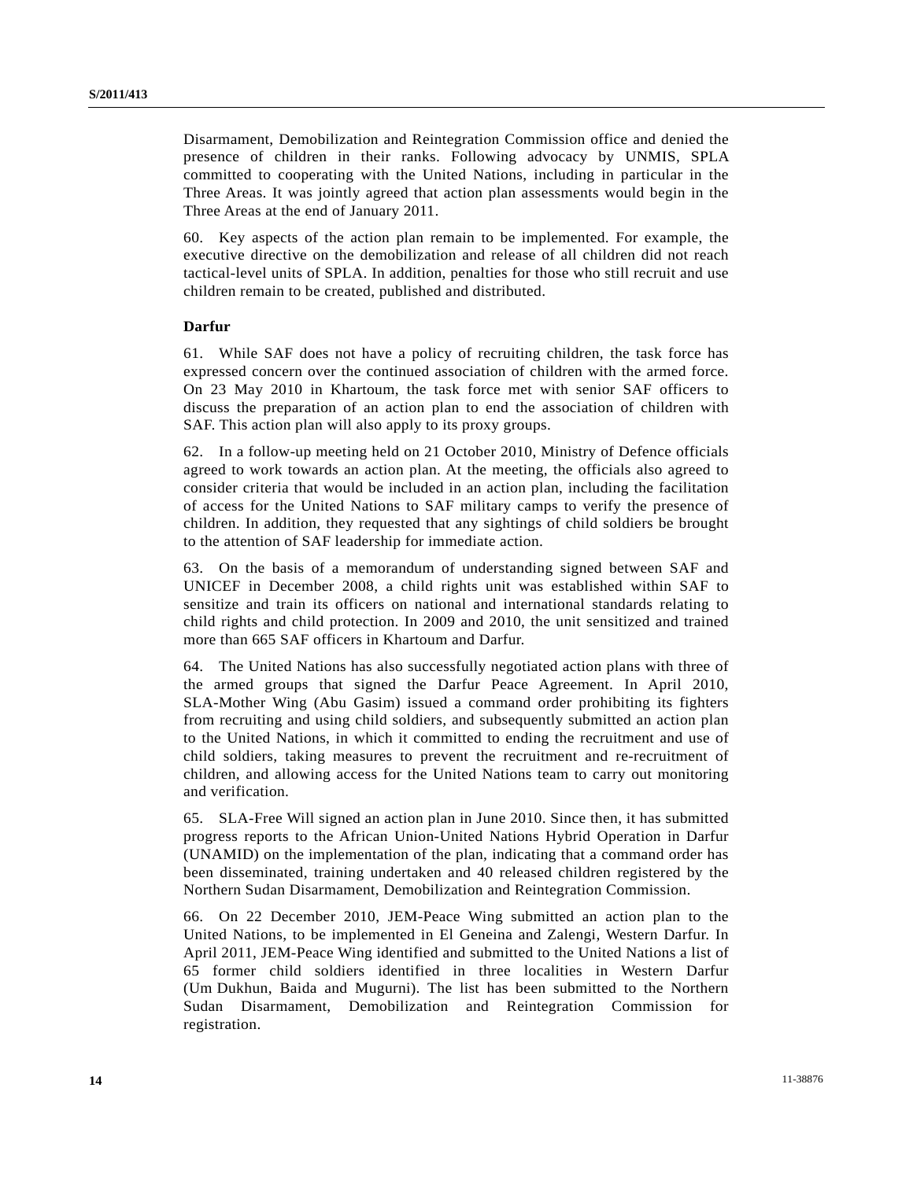Disarmament, Demobilization and Reintegration Commission office and denied the presence of children in their ranks. Following advocacy by UNMIS, SPLA committed to cooperating with the United Nations, including in particular in the Three Areas. It was jointly agreed that action plan assessments would begin in the Three Areas at the end of January 2011.

60. Key aspects of the action plan remain to be implemented. For example, the executive directive on the demobilization and release of all children did not reach tactical-level units of SPLA. In addition, penalties for those who still recruit and use children remain to be created, published and distributed.

**Darfur**

61. While SAF does not have a policy of recruiting children, the task force has expressed concern over the continued association of children with the armed force. On 23 May 2010 in Khartoum, the task force met with senior SAF officers to discuss the preparation of an action plan to end the association of children with SAF. This action plan will also apply to its proxy groups.

62. In a follow-up meeting held on 21 October 2010, Ministry of Defence officials agreed to work towards an action plan. At the meeting, the officials also agreed to consider criteria that would be included in an action plan, including the facilitation of access for the United Nations to SAF military camps to verify the presence of children. In addition, they requested that any sightings of child soldiers be brought to the attention of SAF leadership for immediate action.

63. On the basis of a memorandum of understanding signed between SAF and UNICEF in December 2008, a child rights unit was established within SAF to sensitize and train its officers on national and international standards relating to child rights and child protection. In 2009 and 2010, the unit sensitized and trained more than 665 SAF officers in Khartoum and Darfur.

64. The United Nations has also successfully negotiated action plans with three of the armed groups that signed the Darfur Peace Agreement. In April 2010, SLA-Mother Wing (Abu Gasim) issued a command order prohibiting its fighters from recruiting and using child soldiers, and subsequently submitted an action plan to the United Nations, in which it committed to ending the recruitment and use of child soldiers, taking measures to prevent the recruitment and re-recruitment of children, and allowing access for the United Nations team to carry out monitoring and verification.

65. SLA-Free Will signed an action plan in June 2010. Since then, it has submitted progress reports to the African Union-United Nations Hybrid Operation in Darfur (UNAMID) on the implementation of the plan, indicating that a command order has been disseminated, training undertaken and 40 released children registered by the Northern Sudan Disarmament, Demobilization and Reintegration Commission.

66. On 22 December 2010, JEM-Peace Wing submitted an action plan to the United Nations, to be implemented in El Geneina and Zalengi, Western Darfur. In April 2011, JEM-Peace Wing identified and submitted to the United Nations a list of 65 former child soldiers identified in three localities in Western Darfur (Um Dukhun, Baida and Mugurni). The list has been submitted to the Northern Sudan Disarmament, Demobilization and Reintegration Commission for registration.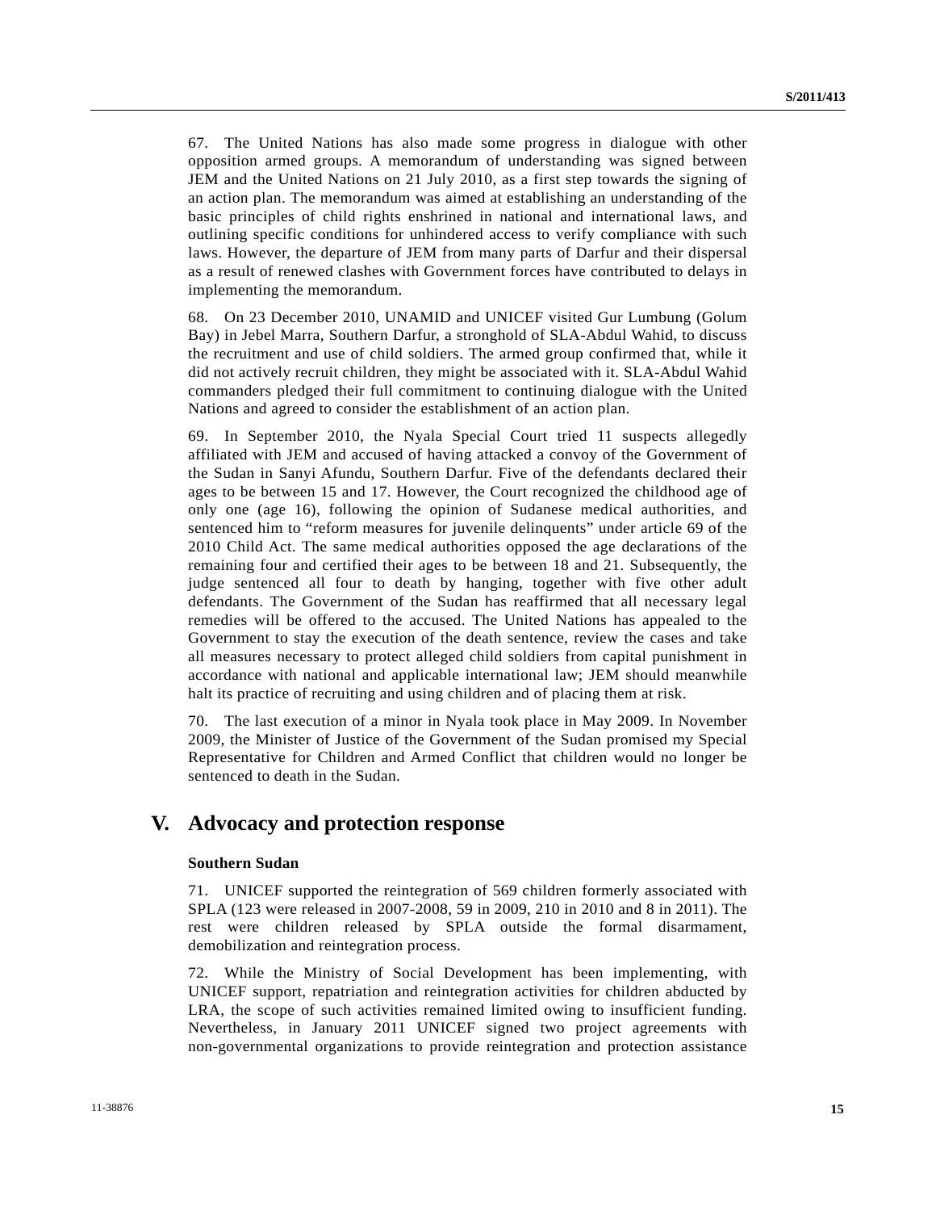67. The United Nations has also made some progress in dialogue with other opposition armed groups. A memorandum of understanding was signed between JEM and the United Nations on 21 July 2010, as a first step towards the signing of an action plan. The memorandum was aimed at establishing an understanding of the basic principles of child rights enshrined in national and international laws, and outlining specific conditions for unhindered access to verify compliance with such laws. However, the departure of JEM from many parts of Darfur and their dispersal as a result of renewed clashes with Government forces have contributed to delays in implementing the memorandum.

68. On 23 December 2010, UNAMID and UNICEF visited Gur Lumbung (Golum Bay) in Jebel Marra, Southern Darfur, a stronghold of SLA-Abdul Wahid, to discuss the recruitment and use of child soldiers. The armed group confirmed that, while it did not actively recruit children, they might be associated with it. SLA-Abdul Wahid commanders pledged their full commitment to continuing dialogue with the United Nations and agreed to consider the establishment of an action plan.

69. In September 2010, the Nyala Special Court tried 11 suspects allegedly affiliated with JEM and accused of having attacked a convoy of the Government of the Sudan in Sanyi Afundu, Southern Darfur. Five of the defendants declared their ages to be between 15 and 17. However, the Court recognized the childhood age of only one (age 16), following the opinion of Sudanese medical authorities, and sentenced him to "reform measures for juvenile delinquents" under article 69 of the 2010 Child Act. The same medical authorities opposed the age declarations of the remaining four and certified their ages to be between 18 and 21. Subsequently, the judge sentenced all four to death by hanging, together with five other adult defendants. The Government of the Sudan has reaffirmed that all necessary legal remedies will be offered to the accused. The United Nations has appealed to the Government to stay the execution of the death sentence, review the cases and take all measures necessary to protect alleged child soldiers from capital punishment in accordance with national and applicable international law; JEM should meanwhile halt its practice of recruiting and using children and of placing them at risk.

70. The last execution of a minor in Nyala took place in May 2009. In November 2009, the Minister of Justice of the Government of the Sudan promised my Special Representative for Children and Armed Conflict that children would no longer be sentenced to death in the Sudan.

# V. Advocacy and protection response

### Southern Sudan

71. UNICEF supported the reintegration of 569 children formerly associated with SPLA (123 were released in 2007-2008, 59 in 2009, 210 in 2010 and 8 in 2011). The rest were children released by SPLA outside the formal disarmament, demobilization and reintegration process.

72. While the Ministry of Social Development has been implementing, with UNICEF support, repatriation and reintegration activities for children abducted by LRA, the scope of such activities remained limited owing to insufficient funding. Nevertheless, in January 2011 UNICEF signed two project agreements with non-governmental organizations to provide reintegration and protection assistance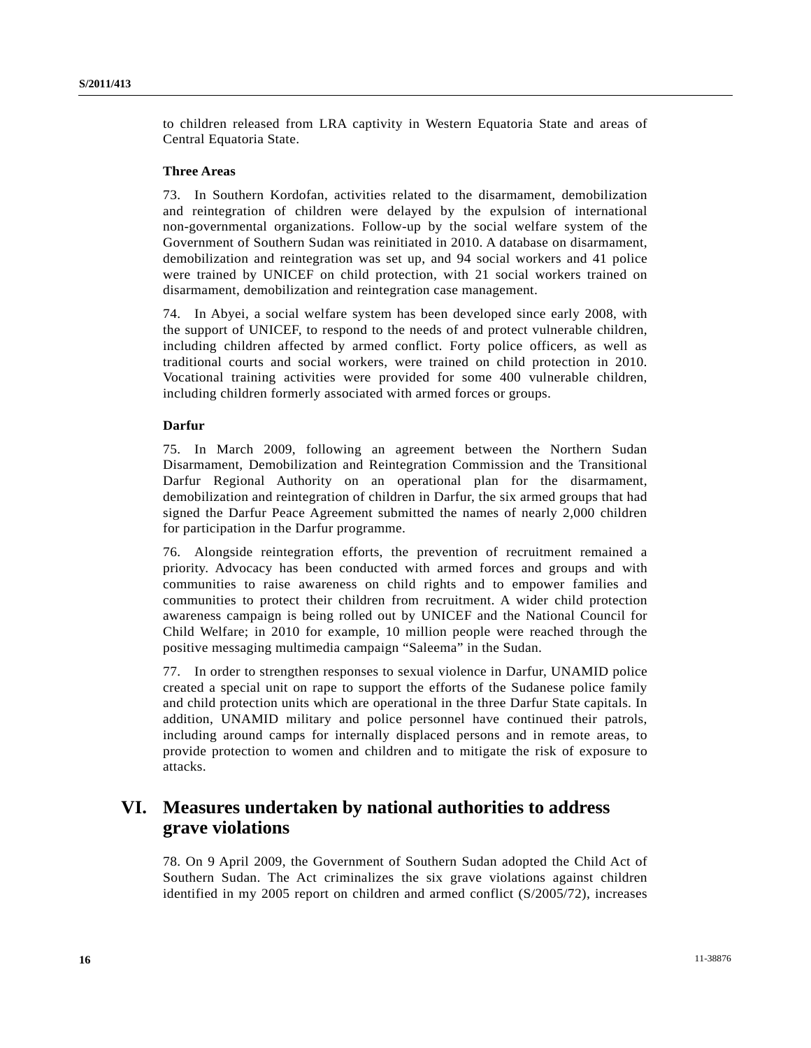to children released from LRA captivity in Western Equatoria State and areas of Central Equatoria State.

**Three Areas**

73. In Southern Kordofan, activities related to the disarmament, demobilization and reintegration of children were delayed by the expulsion of international non-governmental organizations. Follow-up by the social welfare system of the Government of Southern Sudan was reinitiated in 2010. A database on disarmament, demobilization and reintegration was set up, and 94 social workers and 41 police were trained by UNICEF on child protection, with 21 social workers trained on disarmament, demobilization and reintegration case management.

74. In Abyei, a social welfare system has been developed since early 2008, with the support of UNICEF, to respond to the needs of and protect vulnerable children, including children affected by armed conflict. Forty police officers, as well as traditional courts and social workers, were trained on child protection in 2010. Vocational training activities were provided for some 400 vulnerable children, including children formerly associated with armed forces or groups.

**Darfur**

75. In March 2009, following an agreement between the Northern Sudan Disarmament, Demobilization and Reintegration Commission and the Transitional Darfur Regional Authority on an operational plan for the disarmament, demobilization and reintegration of children in Darfur, the six armed groups that had signed the Darfur Peace Agreement submitted the names of nearly 2,000 children for participation in the Darfur programme.

76. Alongside reintegration efforts, the prevention of recruitment remained a priority. Advocacy has been conducted with armed forces and groups and with communities to raise awareness on child rights and to empower families and communities to protect their children from recruitment. A wider child protection awareness campaign is being rolled out by UNICEF and the National Council for Child Welfare; in 2010 for example, 10 million people were reached through the positive messaging multimedia campaign "Saleema" in the Sudan.

77. In order to strengthen responses to sexual violence in Darfur, UNAMID police created a special unit on rape to support the efforts of the Sudanese police family and child protection units which are operational in the three Darfur State capitals. In addition, UNAMID military and police personnel have continued their patrols, including around camps for internally displaced persons and in remote areas, to provide protection to women and children and to mitigate the risk of exposure to attacks.

# VI. Measures undertaken by national authorities to address grave violations

78. On 9 April 2009, the Government of Southern Sudan adopted the Child Act of Southern Sudan. The Act criminalizes the six grave violations against children identified in my 2005 report on children and armed conflict (S/2005/72), increases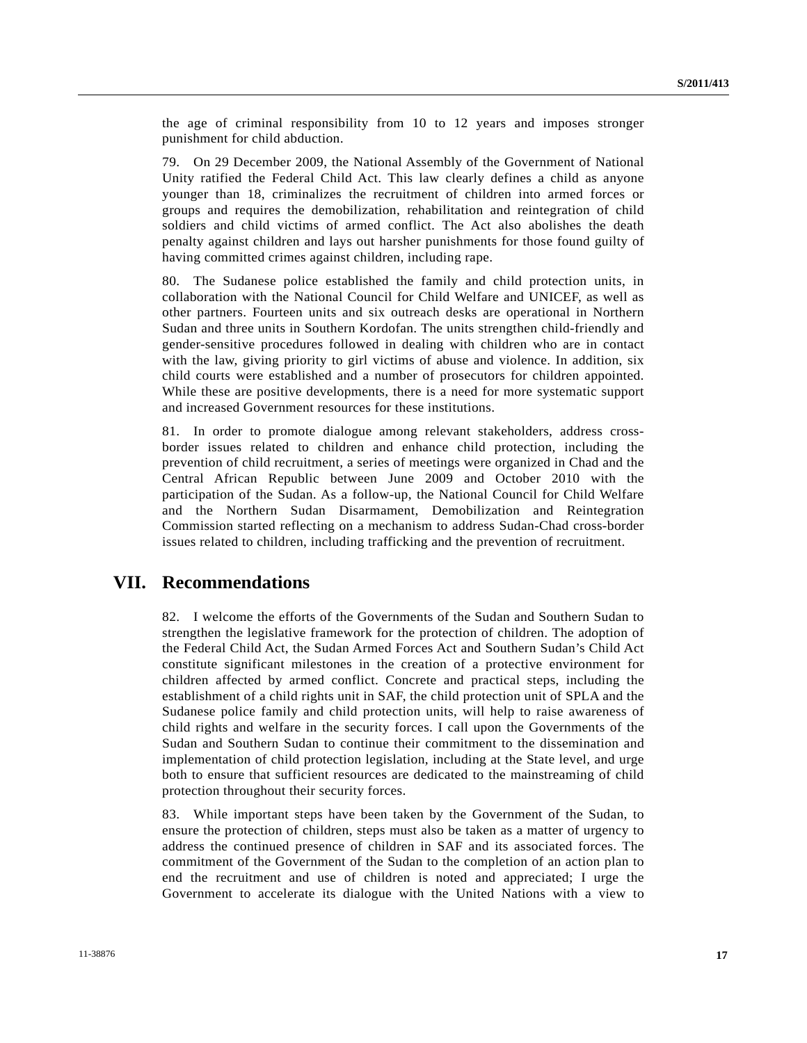the age of criminal responsibility from 10 to 12 years and imposes stronger punishment for child abduction.

79. On 29 December 2009, the National Assembly of the Government of National Unity ratified the Federal Child Act. This law clearly defines a child as anyone younger than 18, criminalizes the recruitment of children into armed forces or groups and requires the demobilization, rehabilitation and reintegration of child soldiers and child victims of armed conflict. The Act also abolishes the death penalty against children and lays out harsher punishments for those found guilty of having committed crimes against children, including rape.

80. The Sudanese police established the family and child protection units, in collaboration with the National Council for Child Welfare and UNICEF, as well as other partners. Fourteen units and six outreach desks are operational in Northern Sudan and three units in Southern Kordofan. The units strengthen child-friendly and gender-sensitive procedures followed in dealing with children who are in contact with the law, giving priority to girl victims of abuse and violence. In addition, six child courts were established and a number of prosecutors for children appointed. While these are positive developments, there is a need for more systematic support and increased Government resources for these institutions.

81. In order to promote dialogue among relevant stakeholders, address cross-border issues related to children and enhance child protection, including the prevention of child recruitment, a series of meetings were organized in Chad and the Central African Republic between June 2009 and October 2010 with the participation of the Sudan. As a follow-up, the National Council for Child Welfare and the Northern Sudan Disarmament, Demobilization and Reintegration Commission started reflecting on a mechanism to address Sudan-Chad cross-border issues related to children, including trafficking and the prevention of recruitment.

# VII. Recommendations

82. I welcome the efforts of the Governments of the Sudan and Southern Sudan to strengthen the legislative framework for the protection of children. The adoption of the Federal Child Act, the Sudan Armed Forces Act and Southern Sudan's Child Act constitute significant milestones in the creation of a protective environment for children affected by armed conflict. Concrete and practical steps, including the establishment of a child rights unit in SAF, the child protection unit of SPLA and the Sudanese police family and child protection units, will help to raise awareness of child rights and welfare in the security forces. I call upon the Governments of the Sudan and Southern Sudan to continue their commitment to the dissemination and implementation of child protection legislation, including at the State level, and urge both to ensure that sufficient resources are dedicated to the mainstreaming of child protection throughout their security forces.

83. While important steps have been taken by the Government of the Sudan, to ensure the protection of children, steps must also be taken as a matter of urgency to address the continued presence of children in SAF and its associated forces. The commitment of the Government of the Sudan to the completion of an action plan to end the recruitment and use of children is noted and appreciated; I urge the Government to accelerate its dialogue with the United Nations with a view to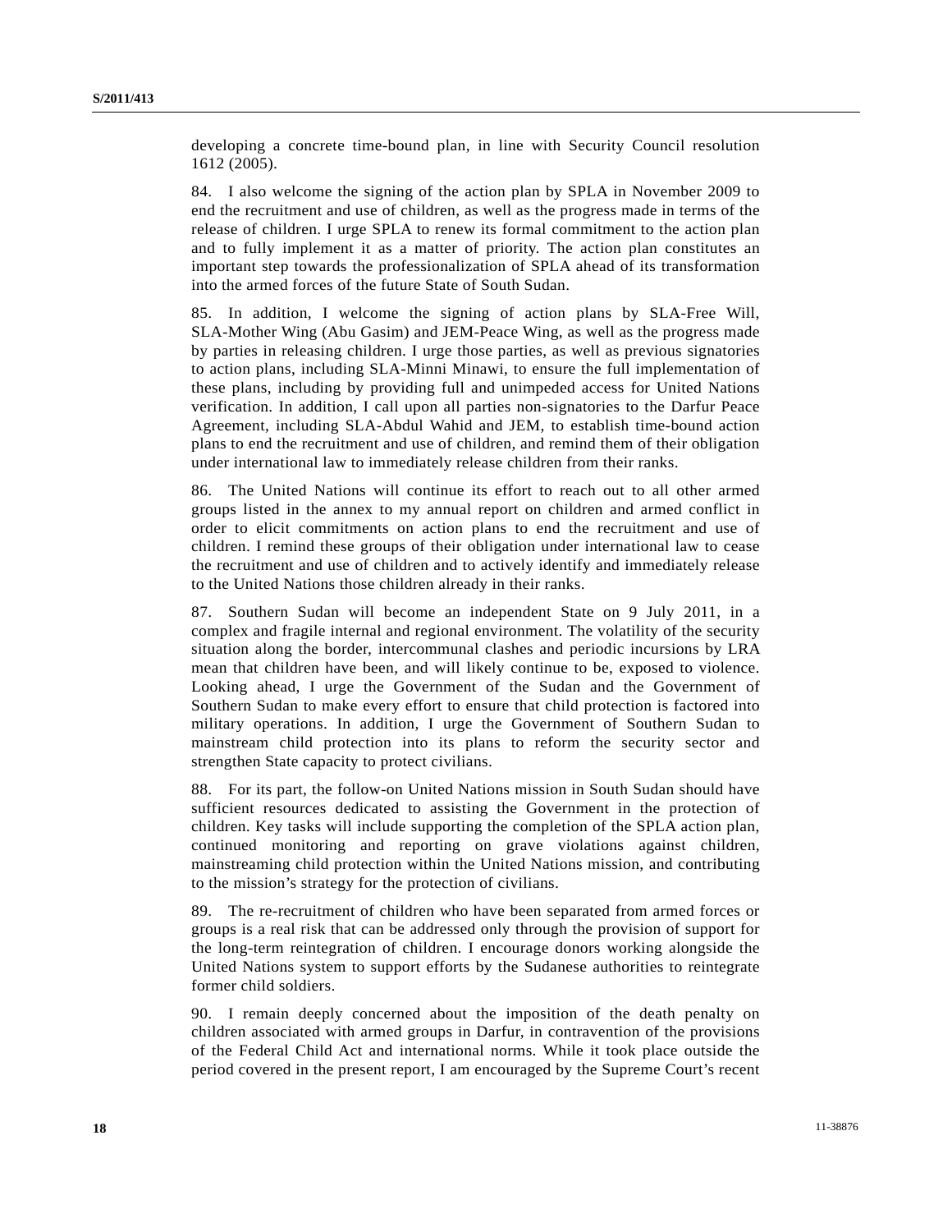developing a concrete time-bound plan, in line with Security Council resolution 1612 (2005).

84. I also welcome the signing of the action plan by SPLA in November 2009 to end the recruitment and use of children, as well as the progress made in terms of the release of children. I urge SPLA to renew its formal commitment to the action plan and to fully implement it as a matter of priority. The action plan constitutes an important step towards the professionalization of SPLA ahead of its transformation into the armed forces of the future State of South Sudan.

85. In addition, I welcome the signing of action plans by SLA-Free Will, SLA-Mother Wing (Abu Gasim) and JEM-Peace Wing, as well as the progress made by parties in releasing children. I urge those parties, as well as previous signatories to action plans, including SLA-Minni Minawi, to ensure the full implementation of these plans, including by providing full and unimpeded access for United Nations verification. In addition, I call upon all parties non-signatories to the Darfur Peace Agreement, including SLA-Abdul Wahid and JEM, to establish time-bound action plans to end the recruitment and use of children, and remind them of their obligation under international law to immediately release children from their ranks.

86. The United Nations will continue its effort to reach out to all other armed groups listed in the annex to my annual report on children and armed conflict in order to elicit commitments on action plans to end the recruitment and use of children. I remind these groups of their obligation under international law to cease the recruitment and use of children and to actively identify and immediately release to the United Nations those children already in their ranks.

87. Southern Sudan will become an independent State on 9 July 2011, in a complex and fragile internal and regional environment. The volatility of the security situation along the border, intercommunal clashes and periodic incursions by LRA mean that children have been, and will likely continue to be, exposed to violence. Looking ahead, I urge the Government of the Sudan and the Government of Southern Sudan to make every effort to ensure that child protection is factored into military operations. In addition, I urge the Government of Southern Sudan to mainstream child protection into its plans to reform the security sector and strengthen State capacity to protect civilians.

88. For its part, the follow-on United Nations mission in South Sudan should have sufficient resources dedicated to assisting the Government in the protection of children. Key tasks will include supporting the completion of the SPLA action plan, continued monitoring and reporting on grave violations against children, mainstreaming child protection within the United Nations mission, and contributing to the mission's strategy for the protection of civilians.

89. The re-recruitment of children who have been separated from armed forces or groups is a real risk that can be addressed only through the provision of support for the long-term reintegration of children. I encourage donors working alongside the United Nations system to support efforts by the Sudanese authorities to reintegrate former child soldiers.

90. I remain deeply concerned about the imposition of the death penalty on children associated with armed groups in Darfur, in contravention of the provisions of the Federal Child Act and international norms. While it took place outside the period covered in the present report, I am encouraged by the Supreme Court's recent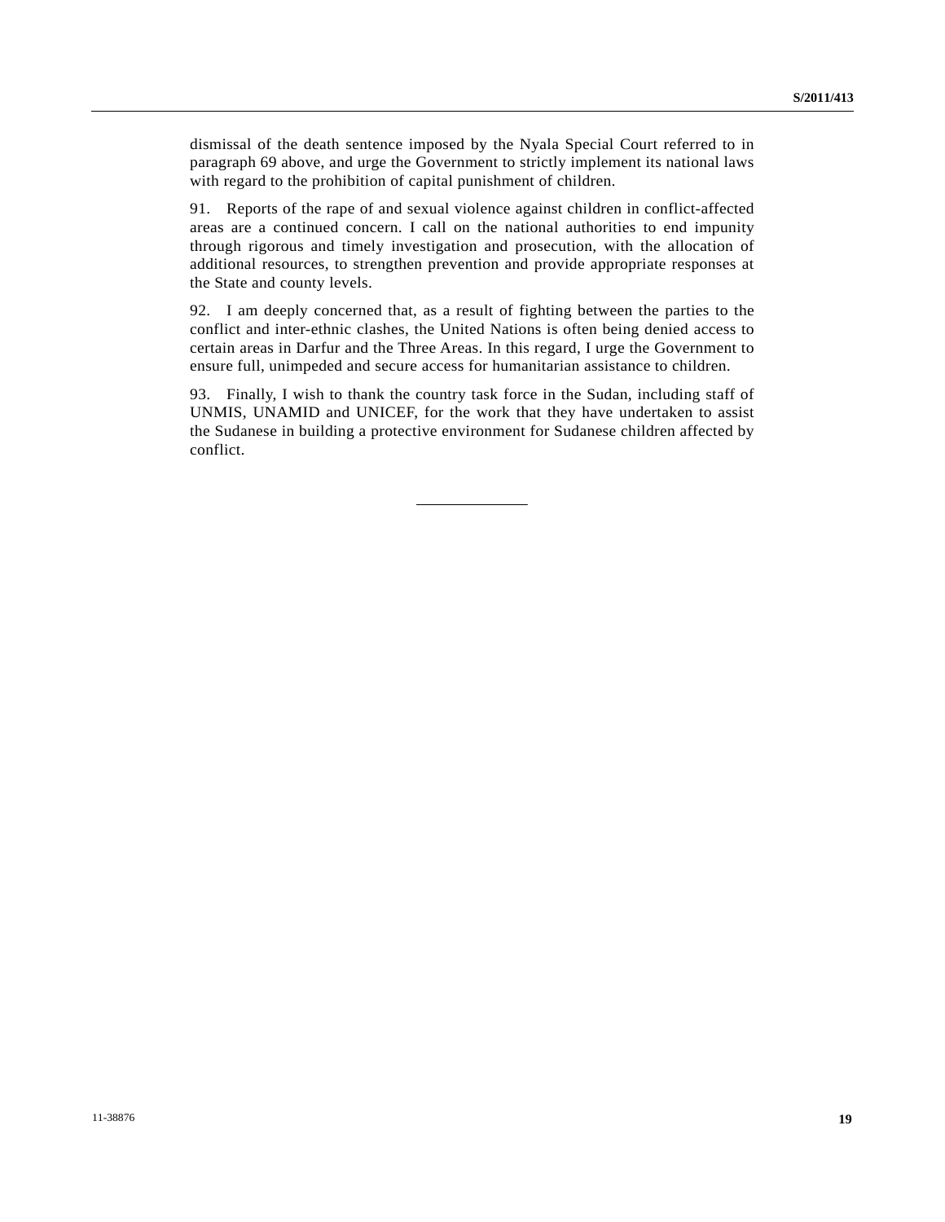dismissal of the death sentence imposed by the Nyala Special Court referred to in paragraph 69 above, and urge the Government to strictly implement its national laws with regard to the prohibition of capital punishment of children.

91. Reports of the rape of and sexual violence against children in conflict-affected areas are a continued concern. I call on the national authorities to end impunity through rigorous and timely investigation and prosecution, with the allocation of additional resources, to strengthen prevention and provide appropriate responses at the State and county levels.

92. I am deeply concerned that, as a result of fighting between the parties to the conflict and inter-ethnic clashes, the United Nations is often being denied access to certain areas in Darfur and the Three Areas. In this regard, I urge the Government to ensure full, unimpeded and secure access for humanitarian assistance to children.

93. Finally, I wish to thank the country task force in the Sudan, including staff of UNMIS, UNAMID and UNICEF, for the work that they have undertaken to assist the Sudanese in building a protective environment for Sudanese children affected by conflict.